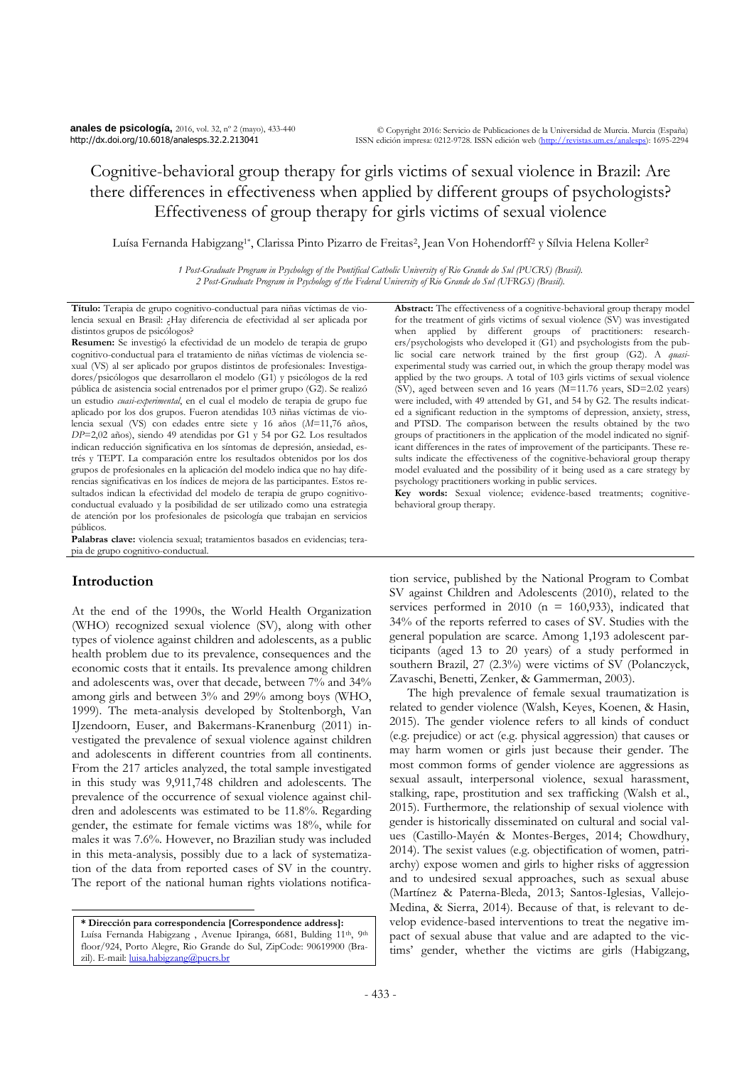# Cognitive-behavioral group therapy for girls victims of sexual violence in Brazil: Are there differences in effectiveness when applied by different groups of psychologists? Effectiveness of group therapy for girls victims of sexual violence

Luísa Fernanda Habigzang[1*], Clarissa Pinto Pizarro de Freitas[2], Jean Von Hohendorff[2] y Sílvia Helena Koller[2]

*1 Post-Graduate Program in Psychology of the Pontifical Catholic University of Rio Grande do Sul (PUCRS) (Brasil).*
*2 Post-Graduate Program in Psychology of the Federal University of Rio Grande do Sul (UFRGS) (Brasil).*

**Título:** Terapia de grupo cognitivo-conductual para niñas víctimas de violencia sexual en Brasil: ¿Hay diferencia de efectividad al ser aplicada por distintos grupos de psicólogos?

**Resumen:** Se investigó la efectividad de un modelo de terapia de grupo cognitivo-conductual para el tratamiento de niñas víctimas de violencia sexual (VS) al ser aplicado por grupos distintos de profesionales: Investigadores/psicólogos que desarrollaron el modelo (G1) y psicólogos de la red pública de asistencia social entrenados por el primer grupo (G2). Se realizó un estudio *cuasi-experimental*, en el cual el modelo de terapia de grupo fue aplicado por los dos grupos. Fueron atendidas 103 niñas víctimas de violencia sexual (VS) con edades entre siete y 16 años (*M*=11,76 años, *DP*=2,02 años), siendo 49 atendidas por G1 y 54 por G2. Los resultados indican reducción significativa en los síntomas de depresión, ansiedad, estrés y TEPT. La comparación entre los resultados obtenidos por los dos grupos de profesionales en la aplicación del modelo indica que no hay diferencias significativas en los índices de mejora de las participantes. Estos resultados indican la efectividad del modelo de terapia de grupo cognitivo-conductual evaluado y la posibilidad de ser utilizado como una estrategia de atención por los profesionales de psicología que trabajan en servicios públicos.

**Palabras clave:** violencia sexual; tratamientos basados en evidencias; terapia de grupo cognitivo-conductual.

**Abstract:** The effectiveness of a cognitive-behavioral group therapy model for the treatment of girls victims of sexual violence (SV) was investigated when applied by different groups of practitioners: researchers/psychologists who developed it (G1) and psychologists from the public social care network trained by the first group (G2). A *quasi*-experimental study was carried out, in which the group therapy model was applied by the two groups. A total of 103 girls victims of sexual violence (SV), aged between seven and 16 years (M=11.76 years, SD=2.02 years) were included, with 49 attended by G1, and 54 by G2. The results indicated a significant reduction in the symptoms of depression, anxiety, stress, and PTSD. The comparison between the results obtained by the two groups of practitioners in the application of the model indicated no significant differences in the rates of improvement of the participants. These results indicate the effectiveness of the cognitive-behavioral group therapy model evaluated and the possibility of it being used as a care strategy by psychology practitioners working in public services.

**Key words:** Sexual violence; evidence-based treatments; cognitive-behavioral group therapy.

## Introduction

At the end of the 1990s, the World Health Organization (WHO) recognized sexual violence (SV), along with other types of violence against children and adolescents, as a public health problem due to its prevalence, consequences and the economic costs that it entails. Its prevalence among children and adolescents was, over that decade, between 7% and 34% among girls and between 3% and 29% among boys (WHO, 1999). The meta-analysis developed by Stoltenborgh, Van IJzendoorn, Euser, and Bakermans-Kranenburg (2011) investigated the prevalence of sexual violence against children and adolescents in different countries from all continents. From the 217 articles analyzed, the total sample investigated in this study was 9,911,748 children and adolescents. The prevalence of the occurrence of sexual violence against children and adolescents was estimated to be 11.8%. Regarding gender, the estimate for female victims was 18%, while for males it was 7.6%. However, no Brazilian study was included in this meta-analysis, possibly due to a lack of systematization of the data from reported cases of SV in the country. The report of the national human rights violations notification service, published by the National Program to Combat SV against Children and Adolescents (2010), related to the services performed in 2010 (n = 160,933), indicated that 34% of the reports referred to cases of SV. Studies with the general population are scarce. Among 1,193 adolescent participants (aged 13 to 20 years) of a study performed in southern Brazil, 27 (2.3%) were victims of SV (Polanczyck, Zavaschi, Benetti, Zenker, & Gammerman, 2003).

The high prevalence of female sexual traumatization is related to gender violence (Walsh, Keyes, Koenen, & Hasin, 2015). The gender violence refers to all kinds of conduct (e.g. prejudice) or act (e.g. physical aggression) that causes or may harm women or girls just because their gender. The most common forms of gender violence are aggressions as sexual assault, interpersonal violence, sexual harassment, stalking, rape, prostitution and sex trafficking (Walsh et al., 2015). Furthermore, the relationship of sexual violence with gender is historically disseminated on cultural and social values (Castillo-Mayén & Montes-Berges, 2014; Chowdhury, 2014). The sexist values (e.g. objectification of women, patriarchy) expose women and girls to higher risks of aggression and to undesired sexual approaches, such as sexual abuse (Martínez & Paterna-Bleda, 2013; Santos-Iglesias, Vallejo-Medina, & Sierra, 2014). Because of that, is relevant to develop evidence-based interventions to treat the negative impact of sexual abuse that value and are adapted to the victims' gender, whether the victims are girls (Habigzang,

**\* Dirección para correspondencia [Correspondence address]:**
Luísa Fernanda Habigzang , Avenue Ipiranga, 6681, Bulding 11th, 9th floor/924, Porto Alegre, Rio Grande do Sul, ZipCode: 90619900 (Brazil). E-mail: luisa.habigzang@pucrs.br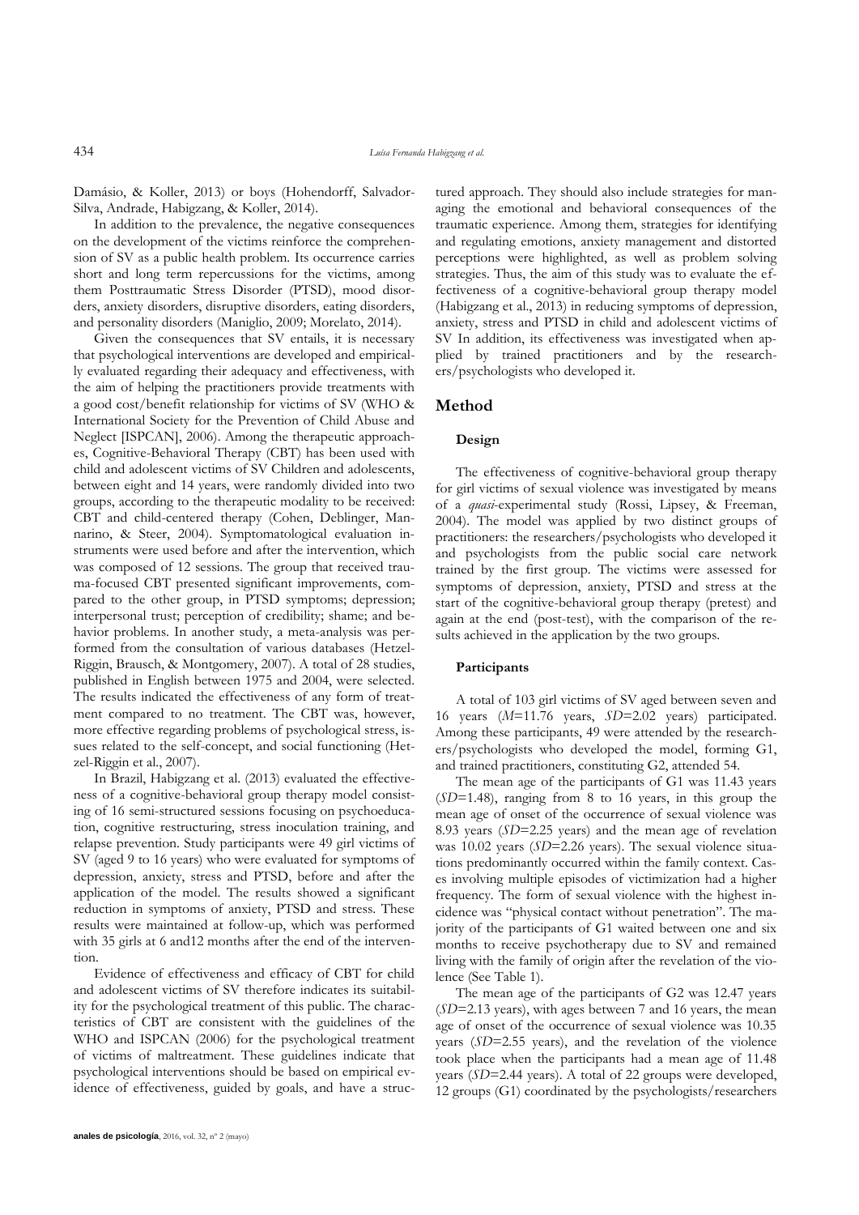Damásio, & Koller, 2013) or boys (Hohendorff, Salvador-Silva, Andrade, Habigzang, & Koller, 2014).

In addition to the prevalence, the negative consequences on the development of the victims reinforce the comprehension of SV as a public health problem. Its occurrence carries short and long term repercussions for the victims, among them Posttraumatic Stress Disorder (PTSD), mood disorders, anxiety disorders, disruptive disorders, eating disorders, and personality disorders (Maniglio, 2009; Morelato, 2014).

Given the consequences that SV entails, it is necessary that psychological interventions are developed and empirically evaluated regarding their adequacy and effectiveness, with the aim of helping the practitioners provide treatments with a good cost/benefit relationship for victims of SV (WHO & International Society for the Prevention of Child Abuse and Neglect [ISPCAN], 2006). Among the therapeutic approaches, Cognitive-Behavioral Therapy (CBT) has been used with child and adolescent victims of SV Children and adolescents, between eight and 14 years, were randomly divided into two groups, according to the therapeutic modality to be received: CBT and child-centered therapy (Cohen, Deblinger, Mannarino, & Steer, 2004). Symptomatological evaluation instruments were used before and after the intervention, which was composed of 12 sessions. The group that received trauma-focused CBT presented significant improvements, compared to the other group, in PTSD symptoms; depression; interpersonal trust; perception of credibility; shame; and behavior problems. In another study, a meta-analysis was performed from the consultation of various databases (Hetzel-Riggin, Brausch, & Montgomery, 2007). A total of 28 studies, published in English between 1975 and 2004, were selected. The results indicated the effectiveness of any form of treatment compared to no treatment. The CBT was, however, more effective regarding problems of psychological stress, issues related to the self-concept, and social functioning (Hetzel-Riggin et al., 2007).

In Brazil, Habigzang et al. (2013) evaluated the effectiveness of a cognitive-behavioral group therapy model consisting of 16 semi-structured sessions focusing on psychoeducation, cognitive restructuring, stress inoculation training, and relapse prevention. Study participants were 49 girl victims of SV (aged 9 to 16 years) who were evaluated for symptoms of depression, anxiety, stress and PTSD, before and after the application of the model. The results showed a significant reduction in symptoms of anxiety, PTSD and stress. These results were maintained at follow-up, which was performed with 35 girls at 6 and12 months after the end of the intervention.

Evidence of effectiveness and efficacy of CBT for child and adolescent victims of SV therefore indicates its suitability for the psychological treatment of this public. The characteristics of CBT are consistent with the guidelines of the WHO and ISPCAN (2006) for the psychological treatment of victims of maltreatment. These guidelines indicate that psychological interventions should be based on empirical evidence of effectiveness, guided by goals, and have a structured approach. They should also include strategies for managing the emotional and behavioral consequences of the traumatic experience. Among them, strategies for identifying and regulating emotions, anxiety management and distorted perceptions were highlighted, as well as problem solving strategies. Thus, the aim of this study was to evaluate the effectiveness of a cognitive-behavioral group therapy model (Habigzang et al., 2013) in reducing symptoms of depression, anxiety, stress and PTSD in child and adolescent victims of SV In addition, its effectiveness was investigated when applied by trained practitioners and by the researchers/psychologists who developed it.

## Method

### Design

The effectiveness of cognitive-behavioral group therapy for girl victims of sexual violence was investigated by means of a *quasi*-experimental study (Rossi, Lipsey, & Freeman, 2004). The model was applied by two distinct groups of practitioners: the researchers/psychologists who developed it and psychologists from the public social care network trained by the first group. The victims were assessed for symptoms of depression, anxiety, PTSD and stress at the start of the cognitive-behavioral group therapy (pretest) and again at the end (post-test), with the comparison of the results achieved in the application by the two groups.

### Participants

A total of 103 girl victims of SV aged between seven and 16 years ($M$=11.76 years, $SD$=2.02 years) participated. Among these participants, 49 were attended by the researchers/psychologists who developed the model, forming G1, and trained practitioners, constituting G2, attended 54.

The mean age of the participants of G1 was 11.43 years ($SD$=1.48), ranging from 8 to 16 years, in this group the mean age of onset of the occurrence of sexual violence was 8.93 years ($SD$=2.25 years) and the mean age of revelation was 10.02 years ($SD$=2.26 years). The sexual violence situations predominantly occurred within the family context. Cases involving multiple episodes of victimization had a higher frequency. The form of sexual violence with the highest incidence was "physical contact without penetration". The majority of the participants of G1 waited between one and six months to receive psychotherapy due to SV and remained living with the family of origin after the revelation of the violence (See Table 1).

The mean age of the participants of G2 was 12.47 years ($SD$=2.13 years), with ages between 7 and 16 years, the mean age of onset of the occurrence of sexual violence was 10.35 years ($SD$=2.55 years), and the revelation of the violence took place when the participants had a mean age of 11.48 years ($SD$=2.44 years). A total of 22 groups were developed, 12 groups (G1) coordinated by the psychologists/researchers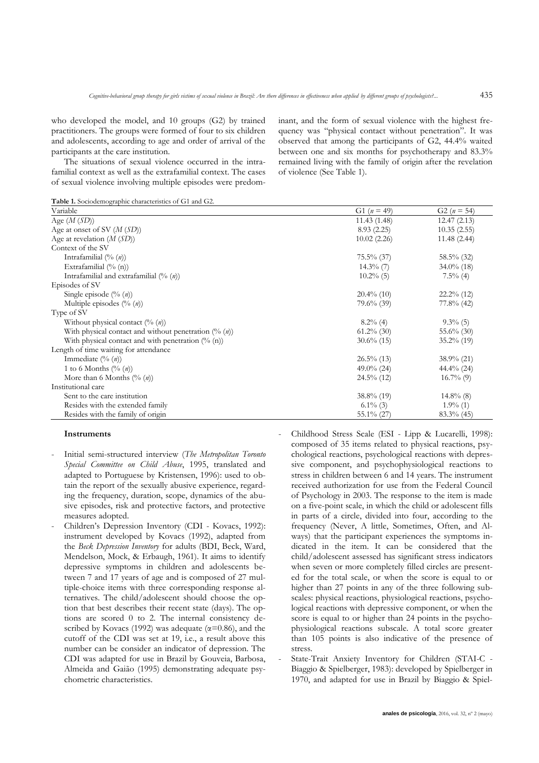who developed the model, and 10 groups (G2) by trained practitioners. The groups were formed of four to six children and adolescents, according to age and order of arrival of the participants at the care institution.

The situations of sexual violence occurred in the intrafamilial context as well as the extrafamilial context. The cases of sexual violence involving multiple episodes were predominant, and the form of sexual violence with the highest frequency was "physical contact without penetration". It was observed that among the participants of G2, 44.4% waited between one and six months for psychotherapy and 83.3% remained living with the family of origin after the revelation of violence (See Table 1).

**Table 1.** Sociodemographic characteristics of G1 and G2.

| Variable | G1 (*n* = 49) | G2 (*n* = 54) |
|---|---|---|
| Age (*M* (*SD*)) | 11.43 (1.48) | 12.47 (2.13) |
| Age at onset of SV (*M* (*SD*)) | 8.93 (2.25) | 10.35 (2.55) |
| Age at revelation (*M* (*SD*)) | 10.02 (2.26) | 11.48 (2.44) |
| Context of the SV | | |
| Intrafamilial (% (*n*)) | 75.5% (37) | 58.5% (32) |
| Extrafamilial (% (n)) | 14.3% (7) | 34.0% (18) |
| Intrafamilial and extrafamilial (% (*n*)) | 10.2% (5) | 7.5% (4) |
| Episodes of SV | | |
| Single episode (% (*n*)) | 20.4% (10) | 22.2% (12) |
| Multiple episodes (% (*n*)) | 79.6% (39) | 77.8% (42) |
| Type of SV | | |
| Without physical contact (% (*n*)) | 8.2% (4) | 9.3% (5) |
| With physical contact and without penetration (% (*n*)) | 61.2% (30) | 55.6% (30) |
| With physical contact and with penetration (% (n)) | 30.6% (15) | 35.2% (19) |
| Length of time waiting for attendance | | |
| Immediate (% (*n*)) | 26.5% (13) | 38.9% (21) |
| 1 to 6 Months (% (*n*)) | 49.0% (24) | 44.4% (24) |
| More than 6 Months (% (*n*)) | 24.5% (12) | 16.7% (9) |
| Institutional care | | |
| Sent to the care institution | 38.8% (19) | 14.8% (8) |
| Resides with the extended family | 6.1% (3) | 1.9% (1) |
| Resides with the family of origin | 55.1% (27) | 83.3% (45) |

### Instruments

- Initial semi-structured interview (*The Metropolitan Toronto Special Committee on Child Abuse*, 1995, translated and adapted to Portuguese by Kristensen, 1996): used to obtain the report of the sexually abusive experience, regarding the frequency, duration, scope, dynamics of the abusive episodes, risk and protective factors, and protective measures adopted.
- Children's Depression Inventory (CDI - Kovacs, 1992): instrument developed by Kovacs (1992), adapted from the *Beck Depression Inventory* for adults (BDI, Beck, Ward, Mendelson, Mock, & Erbaugh, 1961). It aims to identify depressive symptoms in children and adolescents between 7 and 17 years of age and is composed of 27 multiple-choice items with three corresponding response alternatives. The child/adolescent should choose the option that best describes their recent state (days). The options are scored 0 to 2. The internal consistency described by Kovacs (1992) was adequate ($\alpha$=0.86), and the cutoff of the CDI was set at 19, i.e., a result above this number can be consider an indicator of depression. The CDI was adapted for use in Brazil by Gouveia, Barbosa, Almeida and Gaião (1995) demonstrating adequate psychometric characteristics.
- Childhood Stress Scale (ESI - Lipp & Lucarelli, 1998): composed of 35 items related to physical reactions, psychological reactions, psychological reactions with depressive component, and psychophysiological reactions to stress in children between 6 and 14 years. The instrument received authorization for use from the Federal Council of Psychology in 2003. The response to the item is made on a five-point scale, in which the child or adolescent fills in parts of a circle, divided into four, according to the frequency (Never, A little, Sometimes, Often, and Always) that the participant experiences the symptoms indicated in the item. It can be considered that the child/adolescent assessed has significant stress indicators when seven or more completely filled circles are presented for the total scale, or when the score is equal to or higher than 27 points in any of the three following subscales: physical reactions, physiological reactions, psychological reactions with depressive component, or when the score is equal to or higher than 24 points in the psychophysiological reactions subscale. A total score greater than 105 points is also indicative of the presence of stress.
- State-Trait Anxiety Inventory for Children (STAI-C - Biaggio & Spielberger, 1983): developed by Spielberger in 1970, and adapted for use in Brazil by Biaggio & Spiel-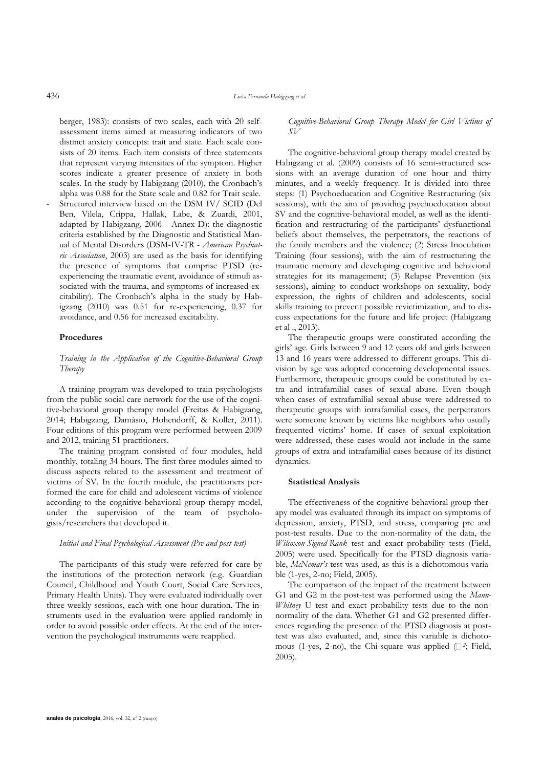berger, 1983): consists of two scales, each with 20 self-assessment items aimed at measuring indicators of two distinct anxiety concepts: trait and state. Each scale consists of 20 items. Each item consists of three statements that represent varying intensities of the symptom. Higher scores indicate a greater presence of anxiety in both scales. In the study by Habigzang (2010), the Cronbach's alpha was 0.88 for the State scale and 0.82 for Trait scale.

- Structured interview based on the DSM IV/ SCID (Del Ben, Vilela, Crippa, Hallak, Labe, & Zuardi, 2001, adapted by Habigzang, 2006 - Annex D): the diagnostic criteria established by the Diagnostic and Statistical Manual of Mental Disorders (DSM-IV-TR - *American Psychiatric Association*, 2003) are used as the basis for identifying the presence of symptoms that comprise PTSD (re-experiencing the traumatic event, avoidance of stimuli associated with the trauma, and symptoms of increased excitability). The Cronbach's alpha in the study by Habigzang (2010) was 0.51 for re-experiencing, 0.37 for avoidance, and 0.56 for increased excitability.

## Procedures

### *Training in the Application of the Cognitive-Behavioral Group Therapy*

A training program was developed to train psychologists from the public social care network for the use of the cognitive-behavioral group therapy model (Freitas & Habigzang, 2014; Habigzang, Damásio, Hohendorff, & Koller, 2011). Four editions of this program were performed between 2009 and 2012, training 51 practitioners.

The training program consisted of four modules, held monthly, totaling 34 hours. The first three modules aimed to discuss aspects related to the assessment and treatment of victims of SV. In the fourth module, the practitioners performed the care for child and adolescent victims of violence according to the cognitive-behavioral group therapy model, under the supervision of the team of psychologists/researchers that developed it.

### *Initial and Final Psychological Assessment (Pre and post-test)*

The participants of this study were referred for care by the institutions of the protection network (e.g. Guardian Council, Childhood and Youth Court, Social Care Services, Primary Health Units). They were evaluated individually over three weekly sessions, each with one hour duration. The instruments used in the evaluation were applied randomly in order to avoid possible order effects. At the end of the intervention the psychological instruments were reapplied.

### *Cognitive-Behavioral Group Therapy Model for Girl Victims of SV*

The cognitive-behavioral group therapy model created by Habigzang et al. (2009) consists of 16 semi-structured sessions with an average duration of one hour and thirty minutes, and a weekly frequency. It is divided into three steps: (1) Psychoeducation and Cognitive Restructuring (six sessions), with the aim of providing psychoeducation about SV and the cognitive-behavioral model, as well as the identification and restructuring of the participants' dysfunctional beliefs about themselves, the perpetrators, the reactions of the family members and the violence; (2) Stress Inoculation Training (four sessions), with the aim of restructuring the traumatic memory and developing cognitive and behavioral strategies for its management; (3) Relapse Prevention (six sessions), aiming to conduct workshops on sexuality, body expression, the rights of children and adolescents, social skills training to prevent possible revictimization, and to discuss expectations for the future and life project (Habigzang et al ., 2013).

The therapeutic groups were constituted according the girls' age. Girls between 9 and 12 years old and girls between 13 and 16 years were addressed to different groups. This division by age was adopted concerning developmental issues. Furthermore, therapeutic groups could be constituted by extra and intrafamilial cases of sexual abuse. Even though when cases of extrafamilial sexual abuse were addressed to therapeutic groups with intrafamilial cases, the perpetrators were someone known by victims like neighbors who usually frequented victims' home. If cases of sexual exploitation were addressed, these cases would not include in the same groups of extra and intrafamilial cases because of its distinct dynamics.

## Statistical Analysis

The effectiveness of the cognitive-behavioral group therapy model was evaluated through its impact on symptoms of depression, anxiety, PTSD, and stress, comparing pre and post-test results. Due to the non-normality of the data, the *Wilcoxon-Signed-Rank* test and exact probability tests (Field, 2005) were used. Specifically for the PTSD diagnosis variable, *McNemar's* test was used, as this is a dichotomous variable (1-yes, 2-no; Field, 2005).

The comparison of the impact of the treatment between G1 and G2 in the post-test was performed using the *Mann-Whitney* U test and exact probability tests due to the non-normality of the data. Whether G1 and G2 presented differences regarding the presence of the PTSD diagnosis at post-test was also evaluated, and, since this variable is dichotomous (1-yes, 2-no), the Chi-square was applied ($\chi^2$; Field, 2005).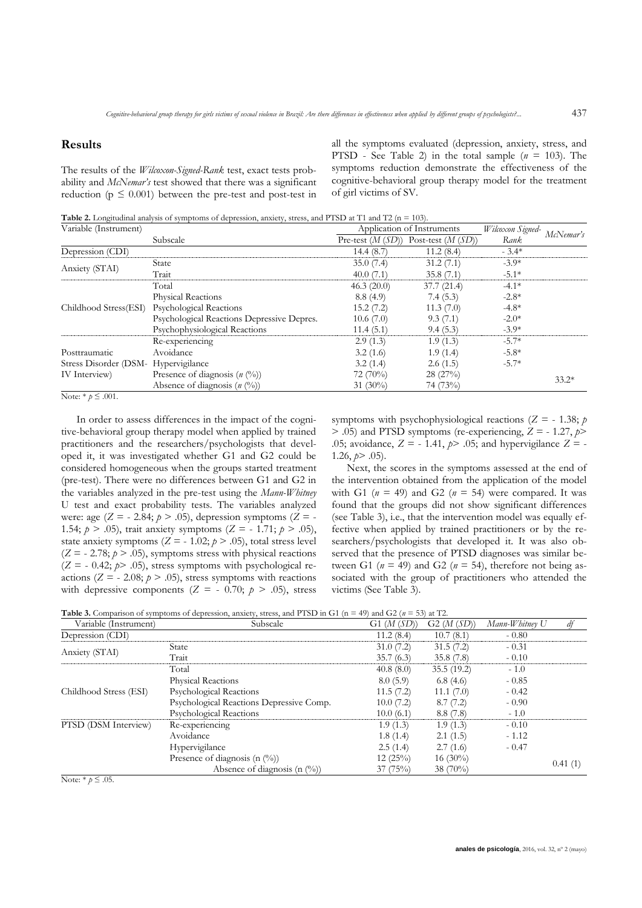## Results

The results of the *Wilcoxon-Signed-Rank* test, exact tests probability and *McNemar's* test showed that there was a significant reduction ($p \leq 0.001$) between the pre-test and post-test in all the symptoms evaluated (depression, anxiety, stress, and PTSD - See Table 2) in the total sample ($n$ = 103). The symptoms reduction demonstrate the effectiveness of the cognitive-behavioral group therapy model for the treatment of girl victims of SV.

**Table 2.** Longitudinal analysis of symptoms of depression, anxiety, stress, and PTSD at T1 and T2 (n = 103).

| Variable (Instrument) | Subscale | Application of Instruments | | *Wilcoxon Signed-Rank* | *McNemar's* |
|---|---|---|---|---|---|
| | | Pre-test (*M* (*SD*)) | Post-test (*M* (*SD*)) | | |
| Depression (CDI) | | 14.4 (8.7) | 11.2 (8.4) | - 3.4* | |
| Anxiety (STAI) | State | 35.0 (7.4) | 31.2 (7.1) | -3.9* | |
| | Trait | 40.0 (7.1) | 35.8 (7.1) | -5.1* | |
| Childhood Stress(ESI) | Total | 46.3 (20.0) | 37.7 (21.4) | -4.1* | |
| | Physical Reactions | 8.8 (4.9) | 7.4 (5.3) | -2.8* | |
| | Psychological Reactions | 15.2 (7.2) | 11.3 (7.0) | -4.8* | |
| | Psychological Reactions Depressive Depres. | 10.6 (7.0) | 9.3 (7.1) | -2.0* | |
| | Psychophysiological Reactions | 11.4 (5.1) | 9.4 (5.3) | -3.9* | |
| Posttraumatic Stress Disorder (DSM-IV Interview) | Re-experiencing | 2.9 (1.3) | 1.9 (1.3) | -5.7* | |
| | Avoidance | 3.2 (1.6) | 1.9 (1.4) | -5.8* | |
| | Hypervigilance | 3.2 (1.4) | 2.6 (1.5) | -5.7* | |
| | Presence of diagnosis (*n* (%)) | 72 (70%) | 28 (27%) | | 33.2* |
| | Absence of diagnosis (*n* (%)) | 31 (30%) | 74 (73%) | | |

Note: * $p \leq .001$.

In order to assess differences in the impact of the cognitive-behavioral group therapy model when applied by trained practitioners and the researchers/psychologists that developed it, it was investigated whether G1 and G2 could be considered homogeneous when the groups started treatment (pre-test). There were no differences between G1 and G2 in the variables analyzed in the pre-test using the *Mann-Whitney* U test and exact probability tests. The variables analyzed were: age ($Z$ = - 2.84; $p$ > .05), depression symptoms ($Z$ = - 1.54; $p$ > .05), trait anxiety symptoms ($Z$ = - 1.71; $p$ > .05), state anxiety symptoms ($Z$ = - 1.02; $p$ > .05), total stress level ($Z$ = - 2.78; $p$ > .05), symptoms stress with physical reactions ($Z$ = - 0.42; $p$> .05), stress symptoms with psychological reactions ($Z$ = - 2.08; $p$ > .05), stress symptoms with reactions with depressive components ($Z$ = - 0.70; $p$ > .05), stress symptoms with psychophysiological reactions ($Z$ = - 1.38; $p$ > .05) and PTSD symptoms (re-experiencing, $Z$ = - 1.27, $p$> .05; avoidance, $Z$ = - 1.41, $p$> .05; and hypervigilance $Z$ = - 1.26, $p$> .05).

Next, the scores in the symptoms assessed at the end of the intervention obtained from the application of the model with G1 ($n$ = 49) and G2 ($n$ = 54) were compared. It was found that the groups did not show significant differences (see Table 3), i.e., that the intervention model was equally effective when applied by trained practitioners or by the researchers/psychologists that developed it. It was also observed that the presence of PTSD diagnoses was similar between G1 ($n$ = 49) and G2 ($n$ = 54), therefore not being associated with the group of practitioners who attended the victims (See Table 3).

**Table 3.** Comparison of symptoms of depression, anxiety, stress, and PTSD in G1 (n = 49) and G2 ($n$ = 53) at T2.

| Variable (Instrument) | Subscale | G1 (*M* (*SD*)) | G2 (*M* (*SD*)) | *Mann-Whitney U* | *df* |
|---|---|---|---|---|---|
| Depression (CDI) | | 11.2 (8.4) | 10.7 (8.1) | - 0.80 | |
| Anxiety (STAI) | State | 31.0 (7.2) | 31.5 (7.2) | - 0.31 | |
| | Trait | 35.7 (6.3) | 35.8 (7.8) | - 0.10 | |
| Childhood Stress (ESI) | Total | 40.8 (8.0) | 35.5 (19.2) | - 1.0 | |
| | Physical Reactions | 8.0 (5.9) | 6.8 (4.6) | - 0.85 | |
| | Psychological Reactions | 11.5 (7.2) | 11.1 (7.0) | - 0.42 | |
| | Psychological Reactions Depressive Comp. | 10.0 (7.2) | 8.7 (7.2) | - 0.90 | |
| | Psychological Reactions | 10.0 (6.1) | 8.8 (7.8) | - 1.0 | |
| PTSD (DSM Interview) | Re-experiencing | 1.9 (1.3) | 1.9 (1.3) | - 0.10 | |
| | Avoidance | 1.8 (1.4) | 2.1 (1.5) | - 1.12 | |
| | Hypervigilance | 2.5 (1.4) | 2.7 (1.6) | - 0.47 | |
| | Presence of diagnosis (n (%)) | 12 (25%) | 16 (30%) | | 0.41 (1) |
| | Absence of diagnosis (n (%)) | 37 (75%) | 38 (70%) | | |

Note: * $p \leq .05$.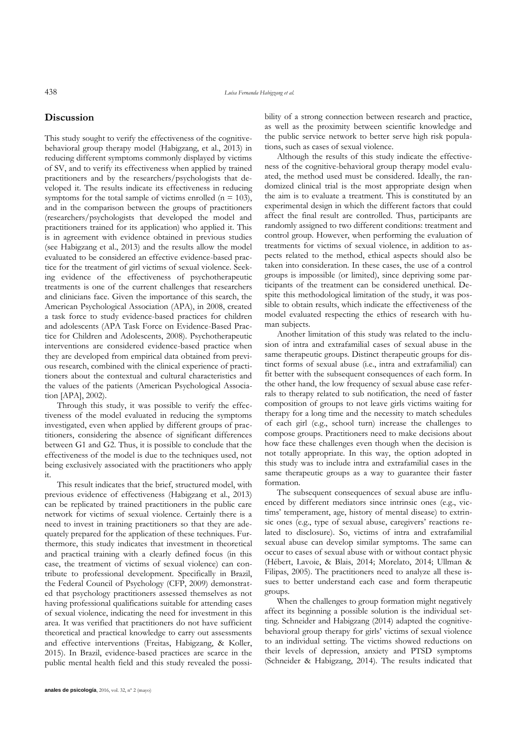## Discussion

This study sought to verify the effectiveness of the cognitive-behavioral group therapy model (Habigzang, et al., 2013) in reducing different symptoms commonly displayed by victims of SV, and to verify its effectiveness when applied by trained practitioners and by the researchers/psychologists that developed it. The results indicate its effectiveness in reducing symptoms for the total sample of victims enrolled (n = 103), and in the comparison between the groups of practitioners (researchers/psychologists that developed the model and practitioners trained for its application) who applied it. This is in agreement with evidence obtained in previous studies (see Habigzang et al., 2013) and the results allow the model evaluated to be considered an effective evidence-based practice for the treatment of girl victims of sexual violence. Seeking evidence of the effectiveness of psychotherapeutic treatments is one of the current challenges that researchers and clinicians face. Given the importance of this search, the American Psychological Association (APA), in 2008, created a task force to study evidence-based practices for children and adolescents (APA Task Force on Evidence-Based Practice for Children and Adolescents, 2008). Psychotherapeutic interventions are considered evidence-based practice when they are developed from empirical data obtained from previous research, combined with the clinical experience of practitioners about the contextual and cultural characteristics and the values of the patients (American Psychological Association [APA], 2002).

Through this study, it was possible to verify the effectiveness of the model evaluated in reducing the symptoms investigated, even when applied by different groups of practitioners, considering the absence of significant differences between G1 and G2. Thus, it is possible to conclude that the effectiveness of the model is due to the techniques used, not being exclusively associated with the practitioners who apply it.

This result indicates that the brief, structured model, with previous evidence of effectiveness (Habigzang et al., 2013) can be replicated by trained practitioners in the public care network for victims of sexual violence. Certainly there is a need to invest in training practitioners so that they are adequately prepared for the application of these techniques. Furthermore, this study indicates that investment in theoretical and practical training with a clearly defined focus (in this case, the treatment of victims of sexual violence) can contribute to professional development. Specifically in Brazil, the Federal Council of Psychology (CFP, 2009) demonstrated that psychology practitioners assessed themselves as not having professional qualifications suitable for attending cases of sexual violence, indicating the need for investment in this area. It was verified that practitioners do not have sufficient theoretical and practical knowledge to carry out assessments and effective interventions (Freitas, Habigzang, & Koller, 2015). In Brazil, evidence-based practices are scarce in the public mental health field and this study revealed the possibility of a strong connection between research and practice, as well as the proximity between scientific knowledge and the public service network to better serve high risk populations, such as cases of sexual violence.

Although the results of this study indicate the effectiveness of the cognitive-behavioral group therapy model evaluated, the method used must be considered. Ideally, the randomized clinical trial is the most appropriate design when the aim is to evaluate a treatment. This is constituted by an experimental design in which the different factors that could affect the final result are controlled. Thus, participants are randomly assigned to two different conditions: treatment and control group. However, when performing the evaluation of treatments for victims of sexual violence, in addition to aspects related to the method, ethical aspects should also be taken into consideration. In these cases, the use of a control groups is impossible (or limited), since depriving some participants of the treatment can be considered unethical. Despite this methodological limitation of the study, it was possible to obtain results, which indicate the effectiveness of the model evaluated respecting the ethics of research with human subjects.

Another limitation of this study was related to the inclusion of intra and extrafamilial cases of sexual abuse in the same therapeutic groups. Distinct therapeutic groups for distinct forms of sexual abuse (i.e., intra and extrafamilial) can fit better with the subsequent consequences of each form. In the other hand, the low frequency of sexual abuse case referrals to therapy related to sub notification, the need of faster composition of groups to not leave girls victims waiting for therapy for a long time and the necessity to match schedules of each girl (e.g., school turn) increase the challenges to compose groups. Practitioners need to make decisions about how face these challenges even though when the decision is not totally appropriate. In this way, the option adopted in this study was to include intra and extrafamilial cases in the same therapeutic groups as a way to guarantee their faster formation.

The subsequent consequences of sexual abuse are influenced by different mediators since intrinsic ones (e.g., victims' temperament, age, history of mental disease) to extrinsic ones (e.g., type of sexual abuse, caregivers' reactions related to disclosure). So, victims of intra and extrafamilial sexual abuse can develop similar symptoms. The same can occur to cases of sexual abuse with or without contact physic (Hébert, Lavoie, & Blais, 2014; Morelato, 2014; Ullman & Filipas, 2005). The practitioners need to analyze all these issues to better understand each case and form therapeutic groups.

When the challenges to group formation might negatively affect its beginning a possible solution is the individual setting. Schneider and Habigzang (2014) adapted the cognitive-behavioral group therapy for girls' victims of sexual violence to an individual setting. The victims showed reductions on their levels of depression, anxiety and PTSD symptoms (Schneider & Habigzang, 2014). The results indicated that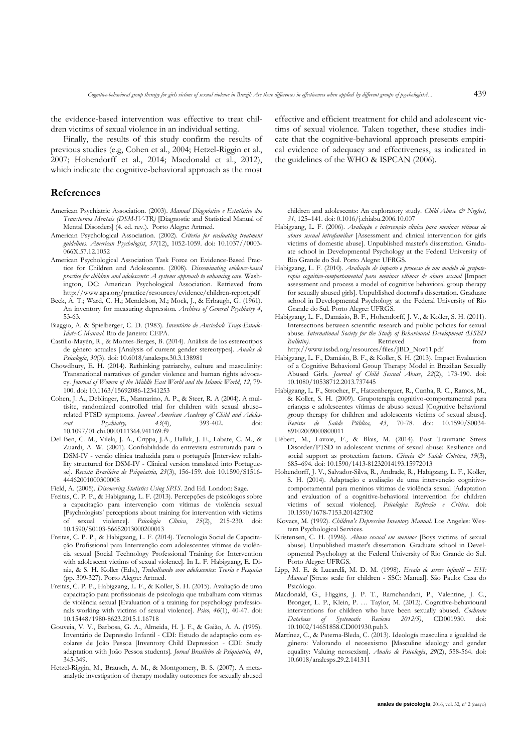the evidence-based intervention was effective to treat children victims of sexual violence in an individual setting.

Finally, the results of this study confirm the results of previous studies (e.g, Cohen et al., 2004; Hetzel-Riggin et al., 2007; Hohendorff et al., 2014; Macdonald et al., 2012), which indicate the cognitive-behavioral approach as the most effective and efficient treatment for child and adolescent victims of sexual violence. Taken together, these studies indicate that the cognitive-behavioral approach presents empirical evidence of adequacy and effectiveness, as indicated in the guidelines of the WHO & ISPCAN (2006).

## References

American Psychiatric Association. (2003). *Manual Diagnóstico e Estatístico dos Transtornos Mentais (DSM-IV-TR)* [Diagnostic and Statistical Manual of Mental Disorders] (4. ed. rev.). Porto Alegre: Artmed.

American Psychological Association. (2002). *Criteria for evaluating treatment guidelines*. *American Psychologist*, *57*(12), 1052-1059. doi: 10.1037//0003-066X.57.12.1052

American Psychological Association Task Force on Evidence-Based Practice for Children and Adolescents. (2008). *Disseminating evidence-based practice for children and adolescents: A systems approach to enhancing care*. Washington, DC: American Psychological Association. Retrieved from http://www.apa.org/practice/resources/evidence/children-report.pdf

Beck, A. T.; Ward, C. H.; Mendelson, M.; Mock, J., & Erbaugh, G. (1961). An inventory for measuring depression. *Archives of General Psychiatry 4*, 53-63.

Biaggio, A. & Spielberger, C. D. (1983). *Inventário de Ansiedade Traço-Estado-Idate-C Manual*. Rio de Janeiro: CEPA.

Castillo-Mayén, R., & Montes-Berges, B. (2014). Análisis de los estereotipos de género actuales [Analysis of current gender stereotypes]. *Anales de Psicología*, *30*(3). doi: 10.6018/analesps.30.3.138981

Chowdhury, E. H. (2014). Rethinking patriarchy, culture and masculinity: Transnational narratives of gender violence and human rights advocacy. *Journal of Women of the Middle East World and the Islamic World*, *12*, 79-100. doi: 10.1163/15692086-12341253

Cohen, J. A., Deblinger, E., Mannarino, A. P., & Steer, R. A (2004). A multisite, randomized controlled trial for children with sexual abuse–related PTSD symptoms. *Journal American Academy of Child and Adolescent Psychiatry, 43*(4), 393-402. doi: 10.1097/01.chi.0000111364.941169.f9

Del Ben, C. M., Vilela, J. A., Crippa, J.A., Hallak, J. E., Labate, C. M., & Zuardi, A. W. (2001). Confiabilidade da entrevista estruturada para o DSM-IV - versão clínica traduzida para o português [Interview reliability structured for DSM-IV - Clinical version translated into Portuguese]. *Revista Brasileira de Psiquiatria, 23*(3), 156-159. doi: 10.1590/S1516-44462001000300008

Field, A. (2005). *Discovering Statistics Using SPSS*. 2nd Ed. London: Sage.

Freitas, C. P. P., & Habigzang, L. F. (2013). Percepções de psicólogos sobre a capacitação para intervenção com vítimas de violência sexual [Psychologists' perceptions about training for intervention with victims of sexual violence]. *Psicologia Clínica*, *25*(2), 215-230. doi: 10.1590/S0103-56652013000200013

Freitas, C. P. P., & Habigzang, L. F. (2014). Tecnologia Social de Capacitação Profissional para Intervenção com adolescentes vítimas de violência sexual [Social Technology Professional Training for Intervention with adolescent victims of sexual violence]. In L. F. Habigzang, E. Diniz, & S. H. Koller (Eds.), *Trabalhando com adolescentes: Teoria e Pesquisa* (pp. 309-327). Porto Alegre: Artmed.

Freitas, C. P. P., Habigzang, L. F., & Koller, S. H. (2015). Avaliação de uma capacitação para profissionais de psicologia que trabalham com vítimas de violência sexual [Evaluation of a training for psychology professionals working with victims of sexual violence]. *Psico, 46*(1), 40-47. doi: 10.15448/1980-8623.2015.1.16718

Gouveia, V. V., Barbosa, G. A., Almeida, H. J. F., & Gaião, A. A. (1995). Inventário de Depressão Infantil - CDI: Estudo de adaptação com escolares de João Pessoa [Inventory Child Depression - CDI: Study adaptation with João Pessoa students]. *Jornal Brasileiro de Psiquiatria, 44*, 345-349.

Hetzel-Riggin, M., Brausch, A. M., & Montgomery, B. S. (2007). A meta-analytic investigation of therapy modality outcomes for sexually abused children and adolescents: An exploratory study. *Child Abuse & Neglect, 31*, 125–141. doi: 0.1016/j.chiabu.2006.10.007

Habigzang, L. F. (2006). *Avaliação e intervenção clínica para meninas vítimas de abuso sexual intrafamiliar* [Assessment and clinical intervention for girls victims of domestic abuse]. Unpublished master's dissertation. Graduate school in Developmental Psychology at the Federal University of Rio Grande do Sul. Porto Alegre: UFRGS.

Habigzang, L. F. (2010). *Avaliação de impacto e processo de um modelo de grupoterapia cognitivo-comportamental para meninas vítimas de abuso sexual* [Impact assessment and process a model of cognitive behavioral group therapy for sexually abused girls]. Unpublished doctoral's dissertation. Graduate school in Developmental Psychology at the Federal University of Rio Grande do Sul. Porto Alegre: UFRGS.

Habigzang, L. F., Damásio, B. F., Hohendorff, J. V., & Koller, S. H. (2011). Intersections between scientific research and public policies for sexual abuse. *International Society for the Study of Behavioural Development (ISSBD Bulletin)*. Retrieved from http://www.issbd.org/resources/files/JBD_Nov11.pdf

Habigzang, L. F., Damásio, B. F., & Koller, S. H. (2013). Impact Evaluation of a Cognitive Behavioral Group Therapy Model in Brazilian Sexually Abused Girls. *Journal of Child Sexual Abuse*, *22*(2), 173-190. doi: 10.1080/10538712.2013.737445

Habigzang, L. F., Stroeher, F., Hatzenberguer, R., Cunha, R. C., Ramos, M., & Koller, S. H. (2009). Grupoterapia cognitivo-comportamental para crianças e adolescentes vítimas de abuso sexual [Cognitive behavioral group therapy for children and adolescents victims of sexual abuse]. *Revista de Saúde Pública, 43*, 70-78. doi: 10.1590/S0034-89102009000800011

Hébert, M., Lavoie, F., & Blais, M. (2014). Post Traumatic Stress Disorder/PTSD in adolescent victims of sexual abuse: Resilience and social support as protection factors. *Ciência & Saúde Coletiva*, *19*(3), 685–694. doi: 10.1590/1413-81232014193.15972013

Hohendorff, J. V., Salvador-Silva, R., Andrade, R., Habigzang, L. F., Koller, S. H. (2014). Adaptação e avaliação de uma intervenção cognitivo-comportamental para meninos vítimas de violência sexual [Adaptation and evaluation of a cognitive-behavioral intervention for children victims of sexual violence]. *Psicologia: Reflexão e Crítica*. doi: 10.1590/1678-7153.201427302

Kovacs, M. (1992). *Children's Depression Inventory Manual*. Los Angeles: Western Psychological Services.

Kristensen, C. H. (1996). *Abuso sexual em meninos* [Boys victims of sexual abuse]. Unpublished master's dissertation. Graduate school in Developmental Psychology at the Federal University of Rio Grande do Sul. Porto Alegre: UFRGS.

Lipp, M. E. & Lucarelli, M. D. M. (1998). *Escala de stress infantil – ESI: Manual* [Stress scale for children - SSC: Manual]. São Paulo: Casa do Psicólogo.

Macdonald, G., Higgins, J. P. T., Ramchandani, P., Valentine, J. C., Bronger, L. P., Klein, P. … Taylor, M. (2012). Cognitive-behavioural interventions for children who have been sexually abused. *Cochrane Database of Systematic Reviews 2012(5)*, CD001930. doi: 10.1002/14651858.CD001930.pub3.

Martínez, C., & Paterna-Bleda, C. (2013). Ideología masculina e igualdad de género: Valorando el neosexismo [Masculine ideology and gender equality: Valuing neosexism]. *Anales de Psicología*, *29*(2), 558-564. doi: 10.6018/analesps.29.2.141311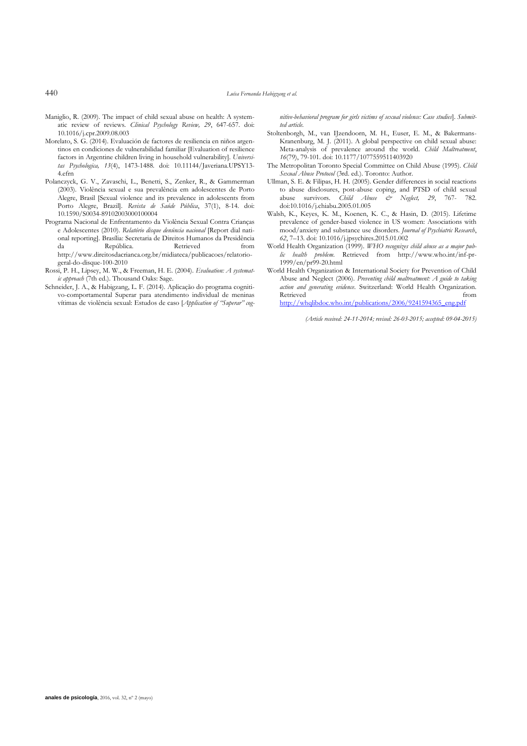Maniglio, R. (2009). The impact of child sexual abuse on health: A systematic review of reviews. *Clinical Psychology Review, 29*, 647-657. doi: 10.1016/j.cpr.2009.08.003

Morelato, S. G. (2014). Evaluación de factores de resiliencia en niños argentinos en condiciones de vulnerabilidad familiar [Evaluation of resilience factors in Argentine children living in household vulnerability]. *Universitas Psychologica, 13*(4), 1473-1488. doi: 10.11144/Javeriana.UPSY13-4.efrn

Polanczyck, G. V., Zavaschi, L., Benetti, S., Zenker, R., & Gammerman (2003). Violência sexual e sua prevalência em adolescentes de Porto Alegre, Brasil [Sexual violence and its prevalence in adolescents from Porto Alegre, Brazil]. *Revista de Saúde Pública*, 37(1), 8-14. doi: 10.1590/S0034-89102003000100004

Programa Nacional de Enfrentamento da Violência Sexual Contra Crianças e Adolescentes (2010). *Relatório disque denúncia nacional* [Report dial national reporting]. Brasília: Secretaria de Direitos Humanos da Presidência da República. Retrieved from http://www.direitosdacrianca.org.br/midiateca/publicacoes/relatorio-geral-do-disque-100-2010

Rossi, P. H., Lipsey, M. W., & Freeman, H. E. (2004). *Evaluation: A systematic approach* (7th ed.). Thousand Oaks: Sage.

Schneider, J. A., & Habigzang, L. F. (2014). Aplicação do programa cognitivo-comportamental Superar para atendimento individual de meninas vítimas de violência sexual: Estudos de caso [*Application of "Superar" cognitive-behavioral program for girls victims of sexual violence: Case studies*]. *Submitted article.*

Stoltenborgh, M., van IJzendoorn, M. H., Euser, E. M., & Bakermans-Kranenburg, M. J. (2011). A global perspective on child sexual abuse: Meta-analysis of prevalence around the world. *Child Maltreatment*, *16*(79), 79-101. doi: 10.1177/1077559511403920

The Metropolitan Toronto Special Committee on Child Abuse (1995). *Child Sexual Abuse Protocol* (3rd. ed.). Toronto: Author.

Ullman, S. E. & Filipas, H. H. (2005). Gender differences in social reactions to abuse disclosures, post-abuse coping, and PTSD of child sexual abuse survivors. *Child Abuse & Neglect, 29*, 767- 782. doi:10.1016/j.chiabu.2005.01.005

Walsh, K., Keyes, K. M., Koenen, K. C., & Hasin, D. (2015). Lifetime prevalence of gender-based violence in US women: Associations with mood/anxiety and substance use disorders. *Journal of Psychiatric Research*, *62*, 7–13. doi: 10.1016/j.jpsychires.2015.01.002

World Health Organization (1999). *WHO recognizes child abuse as a major public health problem*. Retrieved from http://www.who.int/inf-pr-1999/en/pr99-20.html

World Health Organization & International Society for Prevention of Child Abuse and Neglect (2006). *Preventing child maltreatment: A guide to taking action and generating evidence*. Switzerland: World Health Organization. Retrieved from http://whqlibdoc.who.int/publications/2006/9241594365_eng.pdf

*(Article received: 24-11-2014; revised: 26-03-2015; accepted: 09-04-2015)*